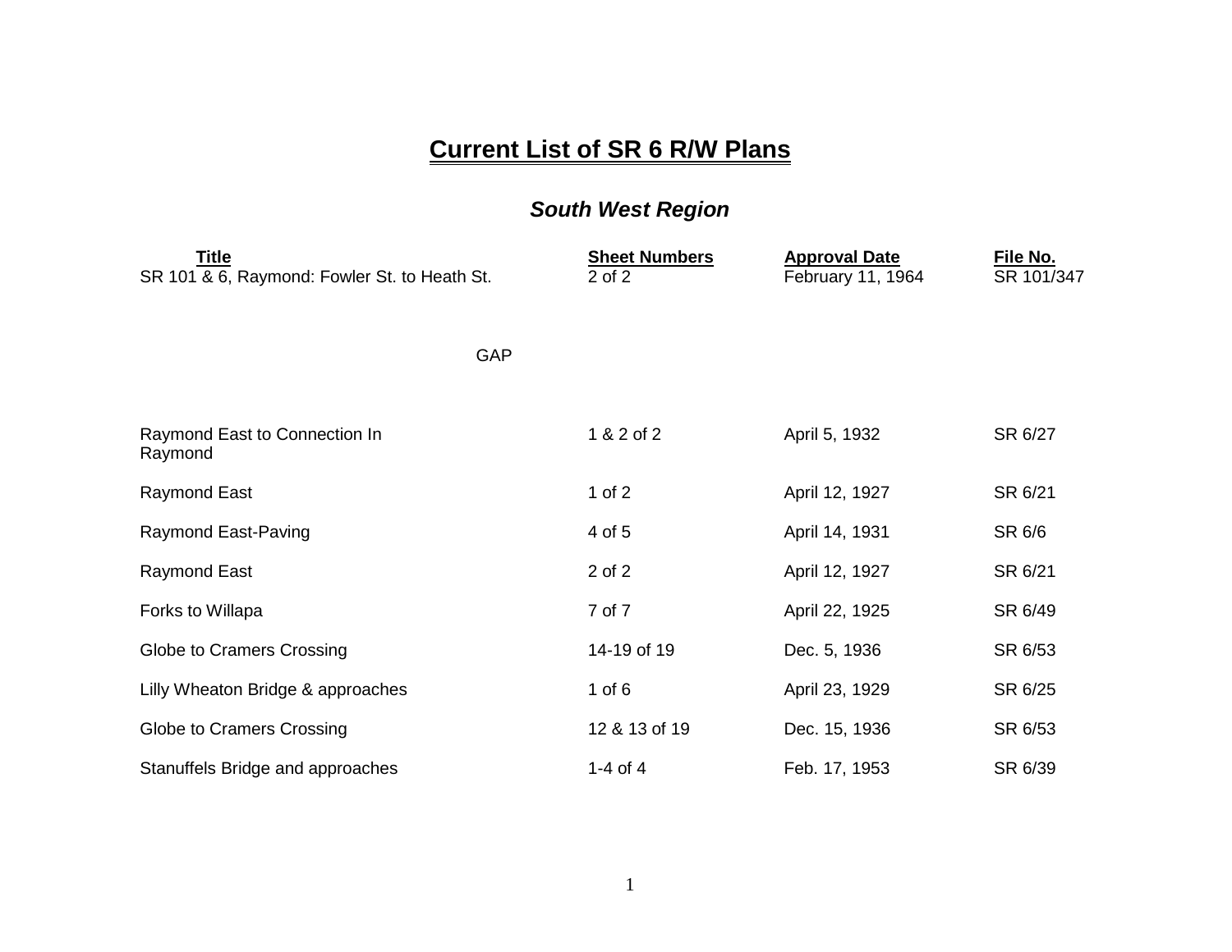# Current List of SR 6 R/W Plans

## *South West Region*

| Title | Sheet Numbers | Approval Date | File No. |
|---|---|---|---|
| SR 101 & 6, Raymond: Fowler St. to Heath St. | 2 of 2 | February 11, 1964 | SR 101/347 |
| GAP | | | |
| Raymond East to Connection In Raymond | 1 & 2 of 2 | April 5, 1932 | SR 6/27 |
| Raymond East | 1 of 2 | April 12, 1927 | SR 6/21 |
| Raymond East-Paving | 4 of 5 | April 14, 1931 | SR 6/6 |
| Raymond East | 2 of 2 | April 12, 1927 | SR 6/21 |
| Forks to Willapa | 7 of 7 | April 22, 1925 | SR 6/49 |
| Globe to Cramers Crossing | 14-19 of 19 | Dec. 5, 1936 | SR 6/53 |
| Lilly Wheaton Bridge & approaches | 1 of 6 | April 23, 1929 | SR 6/25 |
| Globe to Cramers Crossing | 12 & 13 of 19 | Dec. 15, 1936 | SR 6/53 |
| Stanuffels Bridge and approaches | 1-4 of 4 | Feb. 17, 1953 | SR 6/39 |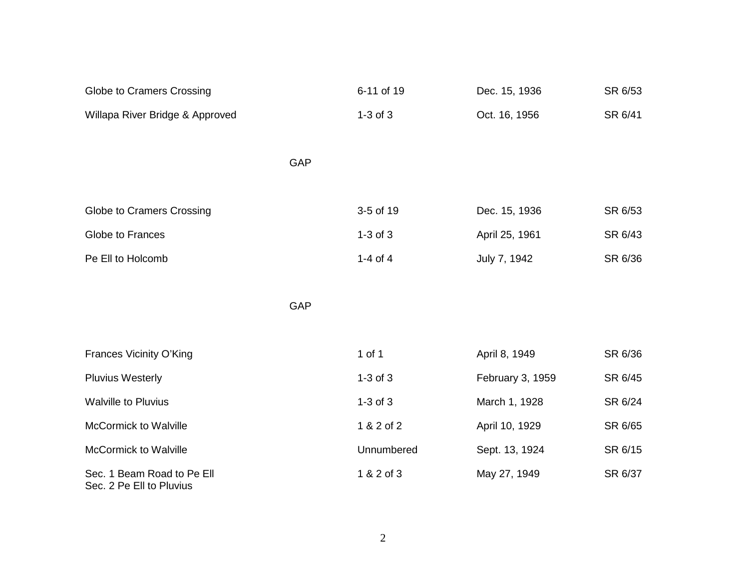| | | | |
|---|---|---|---|
| Globe to Cramers Crossing | 6-11 of 19 | Dec. 15, 1936 | SR 6/53 |
| Willapa River Bridge & Approved | 1-3 of 3 | Oct. 16, 1956 | SR 6/41 |

GAP

| | | | |
|---|---|---|---|
| Globe to Cramers Crossing | 3-5 of 19 | Dec. 15, 1936 | SR 6/53 |
| Globe to Frances | 1-3 of 3 | April 25, 1961 | SR 6/43 |
| Pe Ell to Holcomb | 1-4 of 4 | July 7, 1942 | SR 6/36 |

GAP

| | | | |
|---|---|---|---|
| Frances Vicinity O'King | 1 of 1 | April 8, 1949 | SR 6/36 |
| Pluvius Westerly | 1-3 of 3 | February 3, 1959 | SR 6/45 |
| Walville to Pluvius | 1-3 of 3 | March 1, 1928 | SR 6/24 |
| McCormick to Walville | 1 & 2 of 2 | April 10, 1929 | SR 6/65 |
| McCormick to Walville | Unnumbered | Sept. 13, 1924 | SR 6/15 |
| Sec. 1 Beam Road to Pe Ell<br>Sec. 2 Pe Ell to Pluvius | 1 & 2 of 3 | May 27, 1949 | SR 6/37 |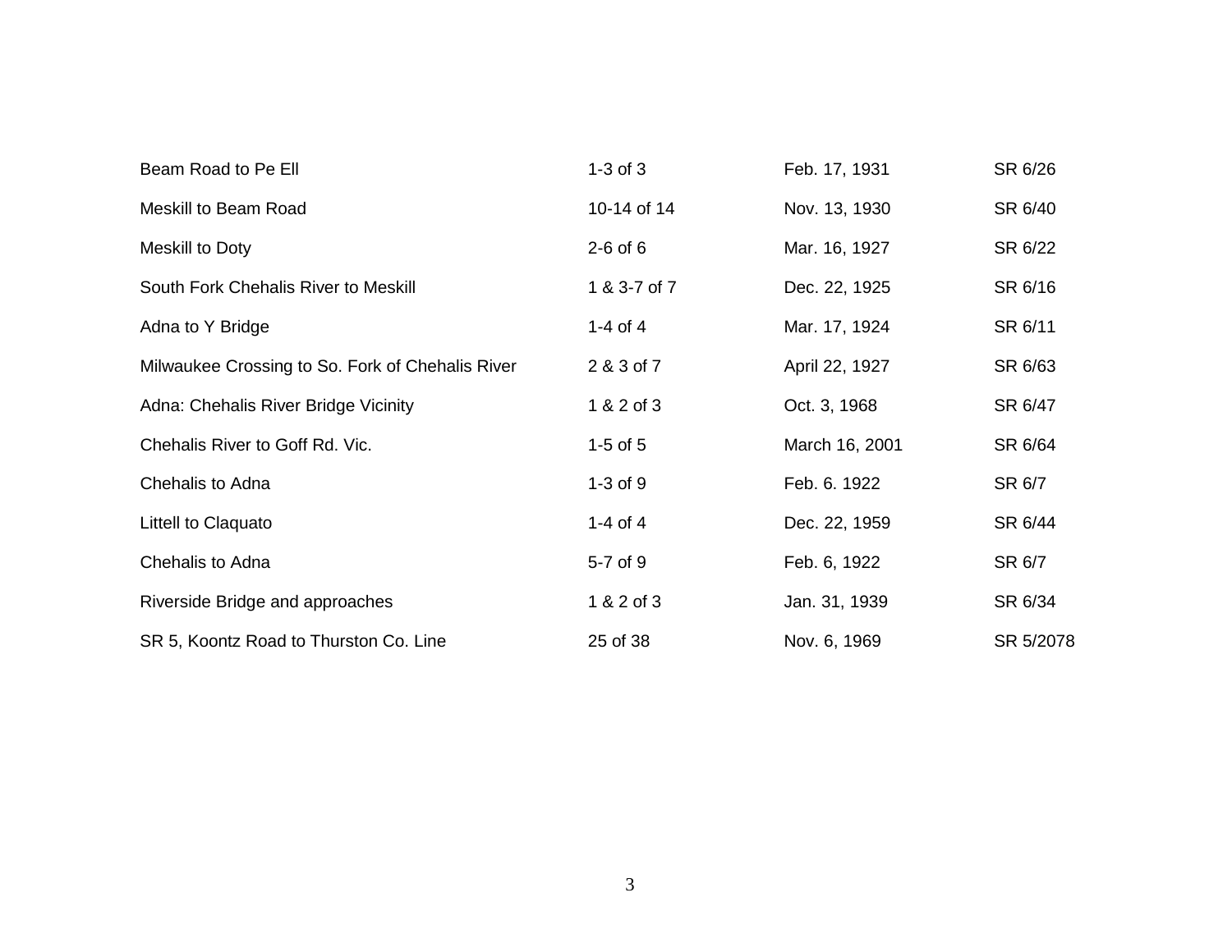| | | | |
|---|---|---|---|
| Beam Road to Pe Ell | 1-3 of 3 | Feb. 17, 1931 | SR 6/26 |
| Meskill to Beam Road | 10-14 of 14 | Nov. 13, 1930 | SR 6/40 |
| Meskill to Doty | 2-6 of 6 | Mar. 16, 1927 | SR 6/22 |
| South Fork Chehalis River to Meskill | 1 & 3-7 of 7 | Dec. 22, 1925 | SR 6/16 |
| Adna to Y Bridge | 1-4 of 4 | Mar. 17, 1924 | SR 6/11 |
| Milwaukee Crossing to So. Fork of Chehalis River | 2 & 3 of 7 | April 22, 1927 | SR 6/63 |
| Adna: Chehalis River Bridge Vicinity | 1 & 2 of 3 | Oct. 3, 1968 | SR 6/47 |
| Chehalis River to Goff Rd. Vic. | 1-5 of 5 | March 16, 2001 | SR 6/64 |
| Chehalis to Adna | 1-3 of 9 | Feb. 6. 1922 | SR 6/7 |
| Littell to Claquato | 1-4 of 4 | Dec. 22, 1959 | SR 6/44 |
| Chehalis to Adna | 5-7 of 9 | Feb. 6, 1922 | SR 6/7 |
| Riverside Bridge and approaches | 1 & 2 of 3 | Jan. 31, 1939 | SR 6/34 |
| SR 5, Koontz Road to Thurston Co. Line | 25 of 38 | Nov. 6, 1969 | SR 5/2078 |